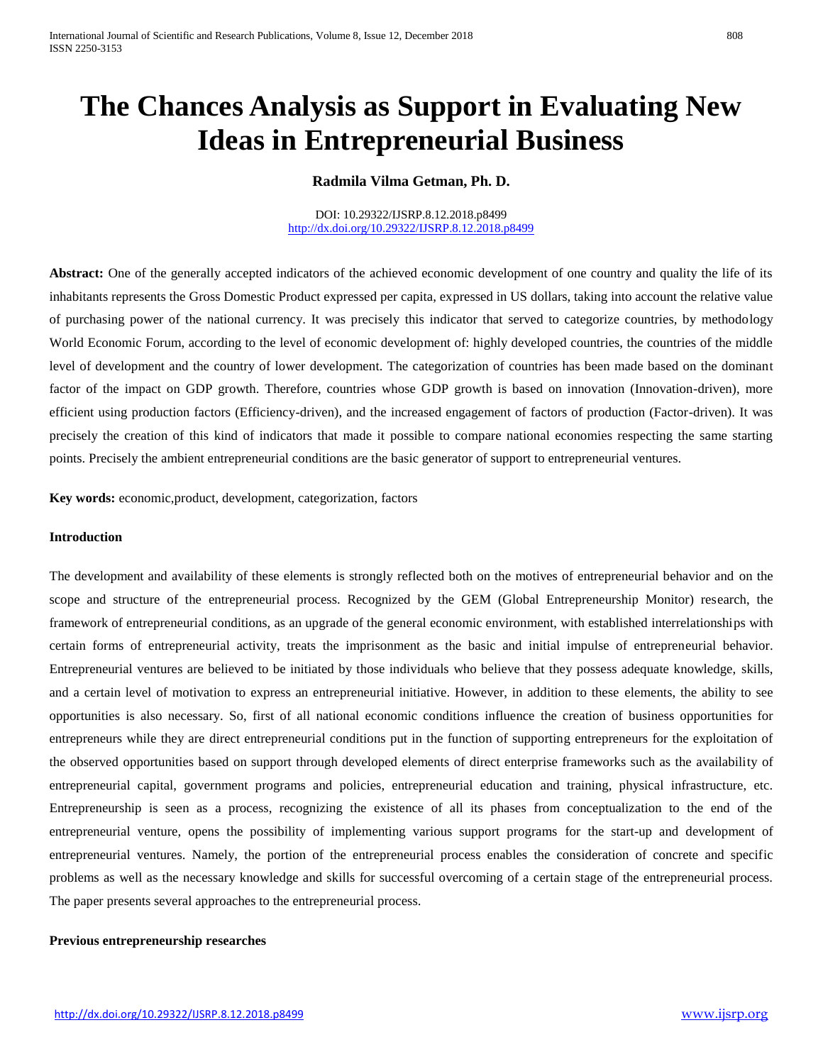# The Chances Analysis as Support in Evaluating New Ideas in Entrepreneurial Business

**Radmila Vilma Getman, Ph. D.**

DOI: 10.29322/IJSRP.8.12.2018.p8499
http://dx.doi.org/10.29322/IJSRP.8.12.2018.p8499

**Abstract:** One of the generally accepted indicators of the achieved economic development of one country and quality the life of its inhabitants represents the Gross Domestic Product expressed per capita, expressed in US dollars, taking into account the relative value of purchasing power of the national currency. It was precisely this indicator that served to categorize countries, by methodology World Economic Forum, according to the level of economic development of: highly developed countries, the countries of the middle level of development and the country of lower development. The categorization of countries has been made based on the dominant factor of the impact on GDP growth. Therefore, countries whose GDP growth is based on innovation (Innovation-driven), more efficient using production factors (Efficiency-driven), and the increased engagement of factors of production (Factor-driven). It was precisely the creation of this kind of indicators that made it possible to compare national economies respecting the same starting points. Precisely the ambient entrepreneurial conditions are the basic generator of support to entrepreneurial ventures.

**Key words:** economic,product, development, categorization, factors

## Introduction

The development and availability of these elements is strongly reflected both on the motives of entrepreneurial behavior and on the scope and structure of the entrepreneurial process. Recognized by the GEM (Global Entrepreneurship Monitor) research, the framework of entrepreneurial conditions, as an upgrade of the general economic environment, with established interrelationships with certain forms of entrepreneurial activity, treats the imprisonment as the basic and initial impulse of entrepreneurial behavior. Entrepreneurial ventures are believed to be initiated by those individuals who believe that they possess adequate knowledge, skills, and a certain level of motivation to express an entrepreneurial initiative. However, in addition to these elements, the ability to see opportunities is also necessary. So, first of all national economic conditions influence the creation of business opportunities for entrepreneurs while they are direct entrepreneurial conditions put in the function of supporting entrepreneurs for the exploitation of the observed opportunities based on support through developed elements of direct enterprise frameworks such as the availability of entrepreneurial capital, government programs and policies, entrepreneurial education and training, physical infrastructure, etc. Entrepreneurship is seen as a process, recognizing the existence of all its phases from conceptualization to the end of the entrepreneurial venture, opens the possibility of implementing various support programs for the start-up and development of entrepreneurial ventures. Namely, the portion of the entrepreneurial process enables the consideration of concrete and specific problems as well as the necessary knowledge and skills for successful overcoming of a certain stage of the entrepreneurial process. The paper presents several approaches to the entrepreneurial process.

## Previous entrepreneurship researches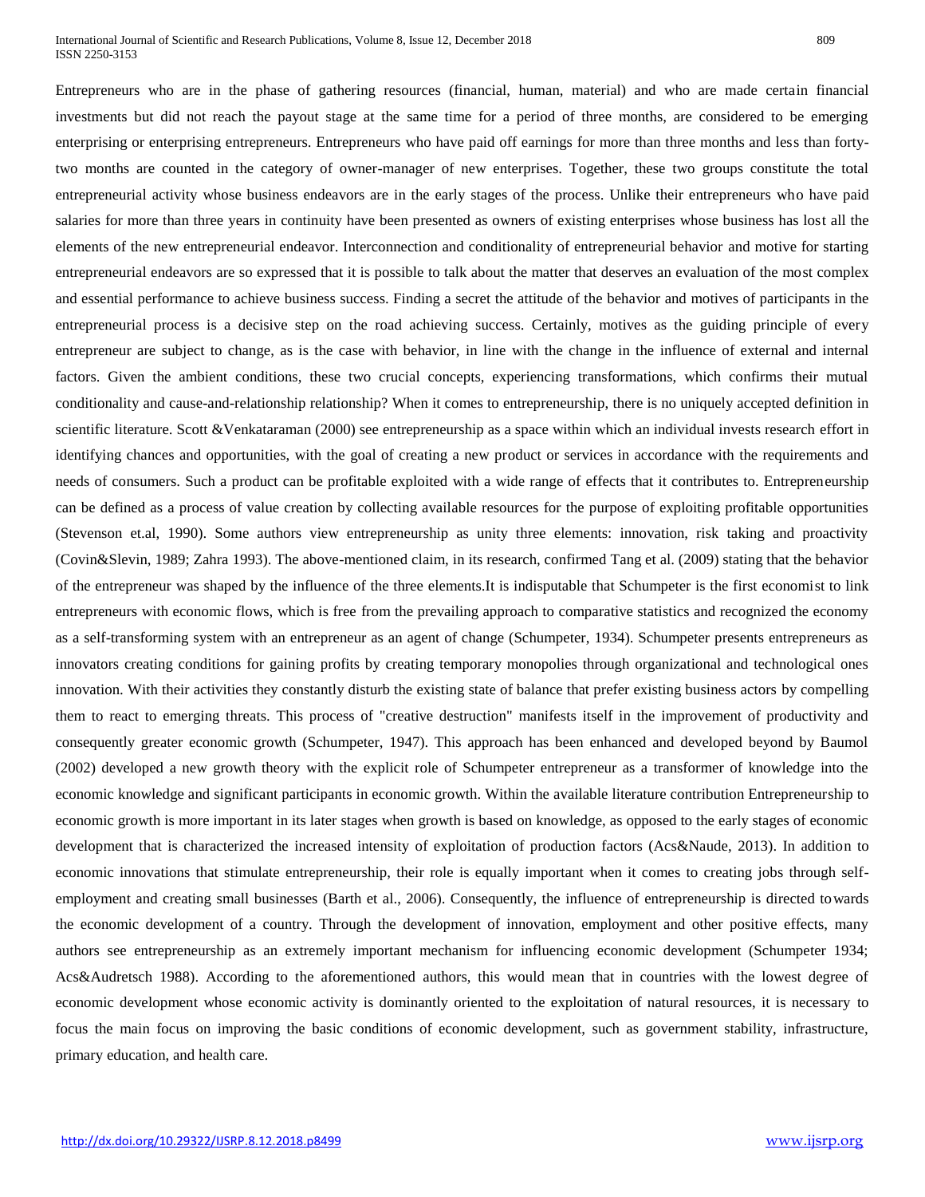Entrepreneurs who are in the phase of gathering resources (financial, human, material) and who are made certain financial investments but did not reach the payout stage at the same time for a period of three months, are considered to be emerging enterprising or enterprising entrepreneurs. Entrepreneurs who have paid off earnings for more than three months and less than forty-two months are counted in the category of owner-manager of new enterprises. Together, these two groups constitute the total entrepreneurial activity whose business endeavors are in the early stages of the process. Unlike their entrepreneurs who have paid salaries for more than three years in continuity have been presented as owners of existing enterprises whose business has lost all the elements of the new entrepreneurial endeavor. Interconnection and conditionality of entrepreneurial behavior and motive for starting entrepreneurial endeavors are so expressed that it is possible to talk about the matter that deserves an evaluation of the most complex and essential performance to achieve business success. Finding a secret the attitude of the behavior and motives of participants in the entrepreneurial process is a decisive step on the road achieving success. Certainly, motives as the guiding principle of every entrepreneur are subject to change, as is the case with behavior, in line with the change in the influence of external and internal factors. Given the ambient conditions, these two crucial concepts, experiencing transformations, which confirms their mutual conditionality and cause-and-relationship relationship? When it comes to entrepreneurship, there is no uniquely accepted definition in scientific literature. Scott &Venkataraman (2000) see entrepreneurship as a space within which an individual invests research effort in identifying chances and opportunities, with the goal of creating a new product or services in accordance with the requirements and needs of consumers. Such a product can be profitable exploited with a wide range of effects that it contributes to. Entrepreneurship can be defined as a process of value creation by collecting available resources for the purpose of exploiting profitable opportunities (Stevenson et.al, 1990). Some authors view entrepreneurship as unity three elements: innovation, risk taking and proactivity (Covin&Slevin, 1989; Zahra 1993). The above-mentioned claim, in its research, confirmed Tang et al. (2009) stating that the behavior of the entrepreneur was shaped by the influence of the three elements.It is indisputable that Schumpeter is the first economist to link entrepreneurs with economic flows, which is free from the prevailing approach to comparative statistics and recognized the economy as a self-transforming system with an entrepreneur as an agent of change (Schumpeter, 1934). Schumpeter presents entrepreneurs as innovators creating conditions for gaining profits by creating temporary monopolies through organizational and technological ones innovation. With their activities they constantly disturb the existing state of balance that prefer existing business actors by compelling them to react to emerging threats. This process of "creative destruction" manifests itself in the improvement of productivity and consequently greater economic growth (Schumpeter, 1947). This approach has been enhanced and developed beyond by Baumol (2002) developed a new growth theory with the explicit role of Schumpeter entrepreneur as a transformer of knowledge into the economic knowledge and significant participants in economic growth. Within the available literature contribution Entrepreneurship to economic growth is more important in its later stages when growth is based on knowledge, as opposed to the early stages of economic development that is characterized the increased intensity of exploitation of production factors (Acs&Naude, 2013). In addition to economic innovations that stimulate entrepreneurship, their role is equally important when it comes to creating jobs through self-employment and creating small businesses (Barth et al., 2006). Consequently, the influence of entrepreneurship is directed towards the economic development of a country. Through the development of innovation, employment and other positive effects, many authors see entrepreneurship as an extremely important mechanism for influencing economic development (Schumpeter 1934; Acs&Audretsch 1988). According to the aforementioned authors, this would mean that in countries with the lowest degree of economic development whose economic activity is dominantly oriented to the exploitation of natural resources, it is necessary to focus the main focus on improving the basic conditions of economic development, such as government stability, infrastructure, primary education, and health care.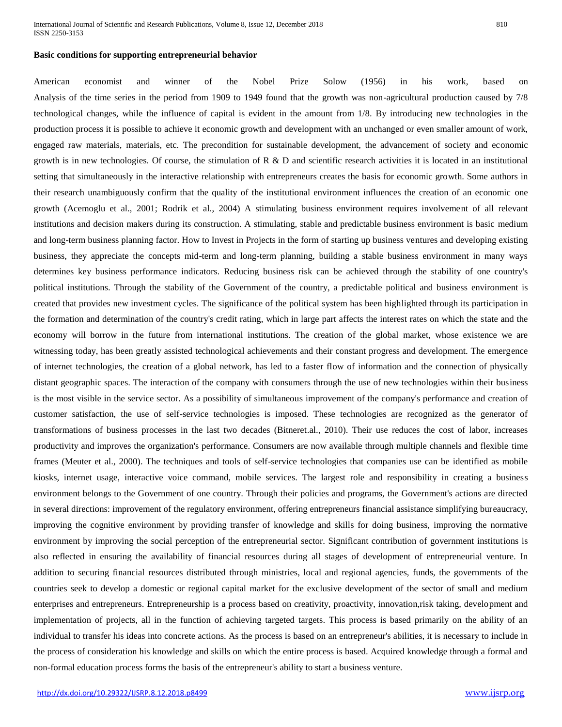**Basic conditions for supporting entrepreneurial behavior**

American economist and winner of the Nobel Prize Solow (1956) in his work, based on Analysis of the time series in the period from 1909 to 1949 found that the growth was non-agricultural production caused by 7/8 technological changes, while the influence of capital is evident in the amount from 1/8. By introducing new technologies in the production process it is possible to achieve it economic growth and development with an unchanged or even smaller amount of work, engaged raw materials, materials, etc. The precondition for sustainable development, the advancement of society and economic growth is in new technologies. Of course, the stimulation of R & D and scientific research activities it is located in an institutional setting that simultaneously in the interactive relationship with entrepreneurs creates the basis for economic growth. Some authors in their research unambiguously confirm that the quality of the institutional environment influences the creation of an economic one growth (Acemoglu et al., 2001; Rodrik et al., 2004) A stimulating business environment requires involvement of all relevant institutions and decision makers during its construction. A stimulating, stable and predictable business environment is basic medium and long-term business planning factor. How to Invest in Projects in the form of starting up business ventures and developing existing business, they appreciate the concepts mid-term and long-term planning, building a stable business environment in many ways determines key business performance indicators. Reducing business risk can be achieved through the stability of one country's political institutions. Through the stability of the Government of the country, a predictable political and business environment is created that provides new investment cycles. The significance of the political system has been highlighted through its participation in the formation and determination of the country's credit rating, which in large part affects the interest rates on which the state and the economy will borrow in the future from international institutions. The creation of the global market, whose existence we are witnessing today, has been greatly assisted technological achievements and their constant progress and development. The emergence of internet technologies, the creation of a global network, has led to a faster flow of information and the connection of physically distant geographic spaces. The interaction of the company with consumers through the use of new technologies within their business is the most visible in the service sector. As a possibility of simultaneous improvement of the company's performance and creation of customer satisfaction, the use of self-service technologies is imposed. These technologies are recognized as the generator of transformations of business processes in the last two decades (Bitneret.al., 2010). Their use reduces the cost of labor, increases productivity and improves the organization's performance. Consumers are now available through multiple channels and flexible time frames (Meuter et al., 2000). The techniques and tools of self-service technologies that companies use can be identified as mobile kiosks, internet usage, interactive voice command, mobile services. The largest role and responsibility in creating a business environment belongs to the Government of one country. Through their policies and programs, the Government's actions are directed in several directions: improvement of the regulatory environment, offering entrepreneurs financial assistance simplifying bureaucracy, improving the cognitive environment by providing transfer of knowledge and skills for doing business, improving the normative environment by improving the social perception of the entrepreneurial sector. Significant contribution of government institutions is also reflected in ensuring the availability of financial resources during all stages of development of entrepreneurial venture. In addition to securing financial resources distributed through ministries, local and regional agencies, funds, the governments of the countries seek to develop a domestic or regional capital market for the exclusive development of the sector of small and medium enterprises and entrepreneurs. Entrepreneurship is a process based on creativity, proactivity, innovation,risk taking, development and implementation of projects, all in the function of achieving targeted targets. This process is based primarily on the ability of an individual to transfer his ideas into concrete actions. As the process is based on an entrepreneur's abilities, it is necessary to include in the process of consideration his knowledge and skills on which the entire process is based. Acquired knowledge through a formal and non-formal education process forms the basis of the entrepreneur's ability to start a business venture.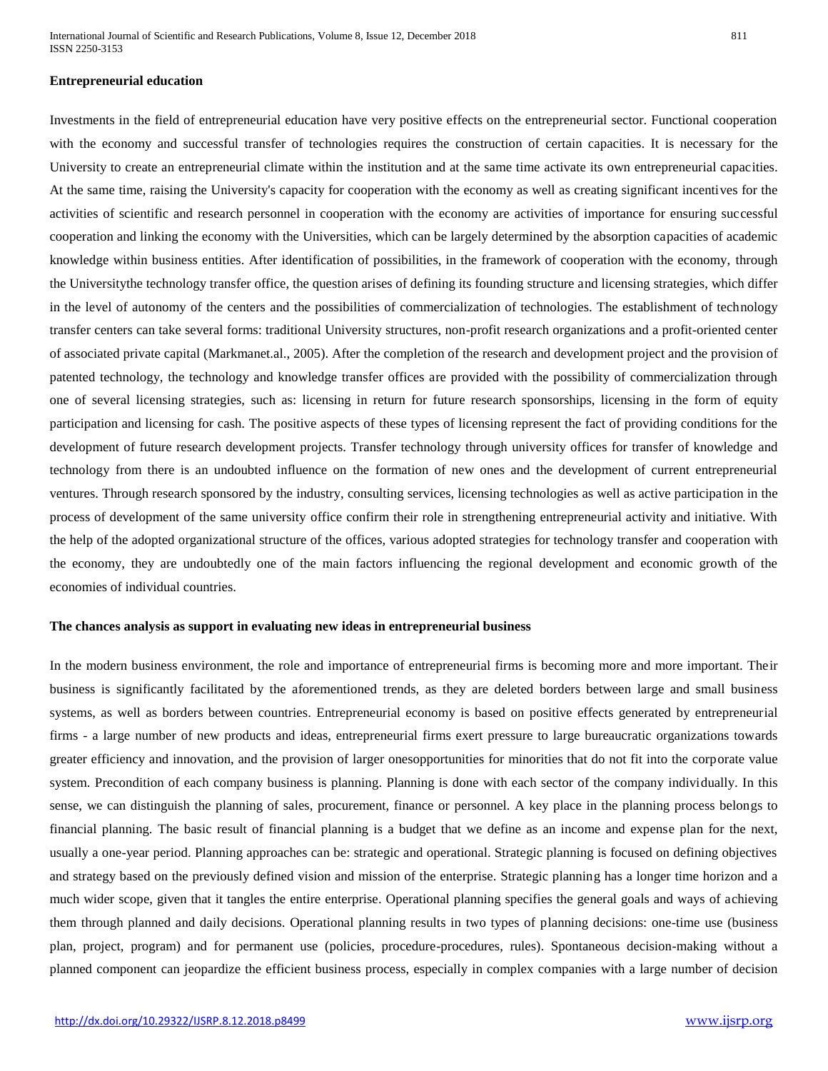**Entrepreneurial education**

Investments in the field of entrepreneurial education have very positive effects on the entrepreneurial sector. Functional cooperation with the economy and successful transfer of technologies requires the construction of certain capacities. It is necessary for the University to create an entrepreneurial climate within the institution and at the same time activate its own entrepreneurial capacities. At the same time, raising the University's capacity for cooperation with the economy as well as creating significant incentives for the activities of scientific and research personnel in cooperation with the economy are activities of importance for ensuring successful cooperation and linking the economy with the Universities, which can be largely determined by the absorption capacities of academic knowledge within business entities. After identification of possibilities, in the framework of cooperation with the economy, through the Universitythe technology transfer office, the question arises of defining its founding structure and licensing strategies, which differ in the level of autonomy of the centers and the possibilities of commercialization of technologies. The establishment of technology transfer centers can take several forms: traditional University structures, non-profit research organizations and a profit-oriented center of associated private capital (Markmanet.al., 2005). After the completion of the research and development project and the provision of patented technology, the technology and knowledge transfer offices are provided with the possibility of commercialization through one of several licensing strategies, such as: licensing in return for future research sponsorships, licensing in the form of equity participation and licensing for cash. The positive aspects of these types of licensing represent the fact of providing conditions for the development of future research development projects. Transfer technology through university offices for transfer of knowledge and technology from there is an undoubted influence on the formation of new ones and the development of current entrepreneurial ventures. Through research sponsored by the industry, consulting services, licensing technologies as well as active participation in the process of development of the same university office confirm their role in strengthening entrepreneurial activity and initiative. With the help of the adopted organizational structure of the offices, various adopted strategies for technology transfer and cooperation with the economy, they are undoubtedly one of the main factors influencing the regional development and economic growth of the economies of individual countries.

**The chances analysis as support in evaluating new ideas in entrepreneurial business**

In the modern business environment, the role and importance of entrepreneurial firms is becoming more and more important. Their business is significantly facilitated by the aforementioned trends, as they are deleted borders between large and small business systems, as well as borders between countries. Entrepreneurial economy is based on positive effects generated by entrepreneurial firms - a large number of new products and ideas, entrepreneurial firms exert pressure to large bureaucratic organizations towards greater efficiency and innovation, and the provision of larger onesopportunities for minorities that do not fit into the corporate value system. Precondition of each company business is planning. Planning is done with each sector of the company individually. In this sense, we can distinguish the planning of sales, procurement, finance or personnel. A key place in the planning process belongs to financial planning. The basic result of financial planning is a budget that we define as an income and expense plan for the next, usually a one-year period. Planning approaches can be: strategic and operational. Strategic planning is focused on defining objectives and strategy based on the previously defined vision and mission of the enterprise. Strategic planning has a longer time horizon and a much wider scope, given that it tangles the entire enterprise. Operational planning specifies the general goals and ways of achieving them through planned and daily decisions. Operational planning results in two types of planning decisions: one-time use (business plan, project, program) and for permanent use (policies, procedure-procedures, rules). Spontaneous decision-making without a planned component can jeopardize the efficient business process, especially in complex companies with a large number of decision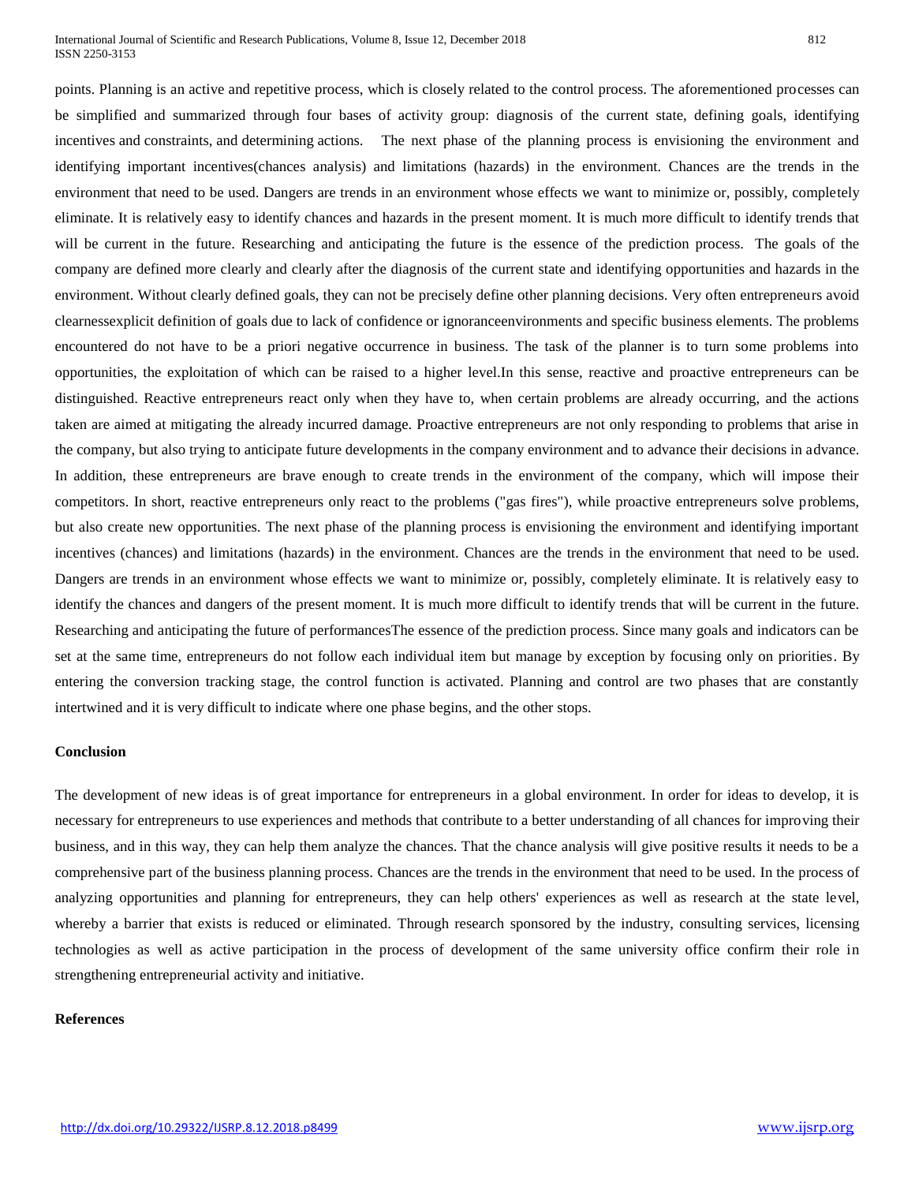points. Planning is an active and repetitive process, which is closely related to the control process. The aforementioned processes can be simplified and summarized through four bases of activity group: diagnosis of the current state, defining goals, identifying incentives and constraints, and determining actions. The next phase of the planning process is envisioning the environment and identifying important incentives(chances analysis) and limitations (hazards) in the environment. Chances are the trends in the environment that need to be used. Dangers are trends in an environment whose effects we want to minimize or, possibly, completely eliminate. It is relatively easy to identify chances and hazards in the present moment. It is much more difficult to identify trends that will be current in the future. Researching and anticipating the future is the essence of the prediction process. The goals of the company are defined more clearly and clearly after the diagnosis of the current state and identifying opportunities and hazards in the environment. Without clearly defined goals, they can not be precisely define other planning decisions. Very often entrepreneurs avoid clearnessexplicit definition of goals due to lack of confidence or ignoranceenvironments and specific business elements. The problems encountered do not have to be a priori negative occurrence in business. The task of the planner is to turn some problems into opportunities, the exploitation of which can be raised to a higher level.In this sense, reactive and proactive entrepreneurs can be distinguished. Reactive entrepreneurs react only when they have to, when certain problems are already occurring, and the actions taken are aimed at mitigating the already incurred damage. Proactive entrepreneurs are not only responding to problems that arise in the company, but also trying to anticipate future developments in the company environment and to advance their decisions in advance. In addition, these entrepreneurs are brave enough to create trends in the environment of the company, which will impose their competitors. In short, reactive entrepreneurs only react to the problems ("gas fires"), while proactive entrepreneurs solve problems, but also create new opportunities. The next phase of the planning process is envisioning the environment and identifying important incentives (chances) and limitations (hazards) in the environment. Chances are the trends in the environment that need to be used. Dangers are trends in an environment whose effects we want to minimize or, possibly, completely eliminate. It is relatively easy to identify the chances and dangers of the present moment. It is much more difficult to identify trends that will be current in the future. Researching and anticipating the future of performancesThe essence of the prediction process. Since many goals and indicators can be set at the same time, entrepreneurs do not follow each individual item but manage by exception by focusing only on priorities. By entering the conversion tracking stage, the control function is activated. Planning and control are two phases that are constantly intertwined and it is very difficult to indicate where one phase begins, and the other stops.

**Conclusion**

The development of new ideas is of great importance for entrepreneurs in a global environment. In order for ideas to develop, it is necessary for entrepreneurs to use experiences and methods that contribute to a better understanding of all chances for improving their business, and in this way, they can help them analyze the chances. That the chance analysis will give positive results it needs to be a comprehensive part of the business planning process. Chances are the trends in the environment that need to be used. In the process of analyzing opportunities and planning for entrepreneurs, they can help others' experiences as well as research at the state level, whereby a barrier that exists is reduced or eliminated. Through research sponsored by the industry, consulting services, licensing technologies as well as active participation in the process of development of the same university office confirm their role in strengthening entrepreneurial activity and initiative.

**References**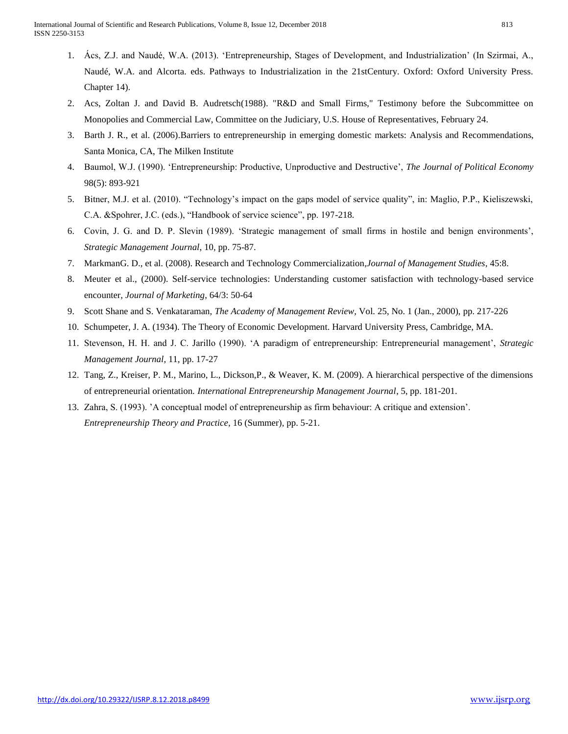1. Ács, Z.J. and Naudé, W.A. (2013). 'Entrepreneurship, Stages of Development, and Industrialization' (In Szirmai, A., Naudé, W.A. and Alcorta. eds. Pathways to Industrialization in the 21stCentury. Oxford: Oxford University Press. Chapter 14).
2. Acs, Zoltan J. and David B. Audretsch(1988). "R&D and Small Firms," Testimony before the Subcommittee on Monopolies and Commercial Law, Committee on the Judiciary, U.S. House of Representatives, February 24.
3. Barth J. R., et al. (2006).Barriers to entrepreneurship in emerging domestic markets: Analysis and Recommendations, Santa Monica, CA, The Milken Institute
4. Baumol, W.J. (1990). 'Entrepreneurship: Productive, Unproductive and Destructive', *The Journal of Political Economy* 98(5): 893-921
5. Bitner, M.J. et al. (2010). "Technology's impact on the gaps model of service quality", in: Maglio, P.P., Kieliszewski, C.A. &Spohrer, J.C. (eds.), "Handbook of service science", pp. 197-218.
6. Covin, J. G. and D. P. Slevin (1989). 'Strategic management of small firms in hostile and benign environments', *Strategic Management Journal*, 10, pp. 75-87.
7. MarkmanG. D., et al. (2008). Research and Technology Commercialization,*Journal of Management Studies*, 45:8.
8. Meuter et al., (2000). Self-service technologies: Understanding customer satisfaction with technology-based service encounter, *Journal of Marketing*, 64/3: 50-64
9. Scott Shane and S. Venkataraman, *The Academy of Management Review*, Vol. 25, No. 1 (Jan., 2000), pp. 217-226
10. Schumpeter, J. A. (1934). The Theory of Economic Development. Harvard University Press, Cambridge, MA.
11. Stevenson, H. H. and J. C. Jarillo (1990). 'A paradigm of entrepreneurship: Entrepreneurial management', *Strategic Management Journal*, 11, pp. 17-27
12. Tang, Z., Kreiser, P. M., Marino, L., Dickson,P., & Weaver, K. M. (2009). A hierarchical perspective of the dimensions of entrepreneurial orientation. *International Entrepreneurship Management Journal*, 5, pp. 181-201.
13. Zahra, S. (1993). 'A conceptual model of entrepreneurship as firm behaviour: A critique and extension'. *Entrepreneurship Theory and Practice*, 16 (Summer), pp. 5-21.